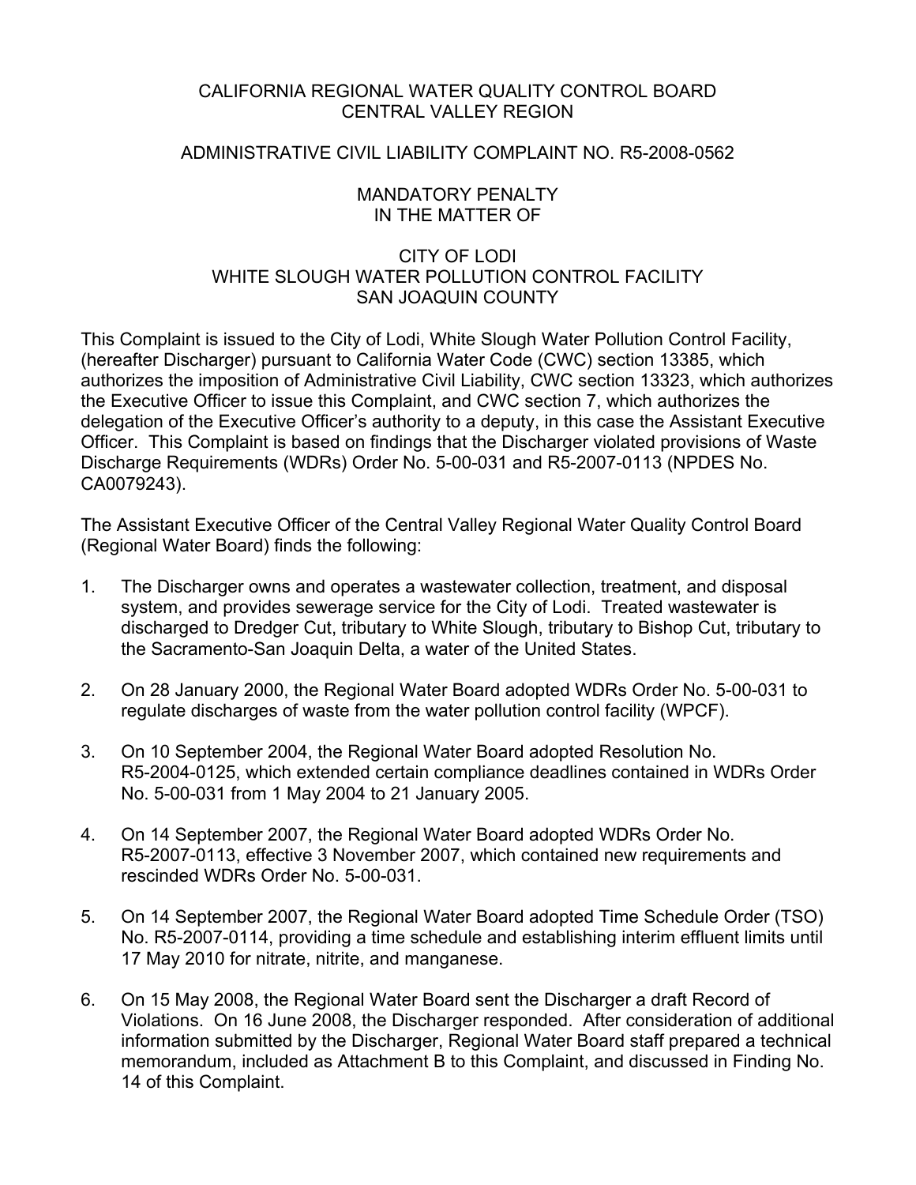# CALIFORNIA REGIONAL WATER QUALITY CONTROL BOARD
# CENTRAL VALLEY REGION

## ADMINISTRATIVE CIVIL LIABILITY COMPLAINT NO. R5-2008-0562

## MANDATORY PENALTY
## IN THE MATTER OF

## CITY OF LODI
## WHITE SLOUGH WATER POLLUTION CONTROL FACILITY
## SAN JOAQUIN COUNTY

This Complaint is issued to the City of Lodi, White Slough Water Pollution Control Facility, (hereafter Discharger) pursuant to California Water Code (CWC) section 13385, which authorizes the imposition of Administrative Civil Liability, CWC section 13323, which authorizes the Executive Officer to issue this Complaint, and CWC section 7, which authorizes the delegation of the Executive Officer's authority to a deputy, in this case the Assistant Executive Officer. This Complaint is based on findings that the Discharger violated provisions of Waste Discharge Requirements (WDRs) Order No. 5-00-031 and R5-2007-0113 (NPDES No. CA0079243).

The Assistant Executive Officer of the Central Valley Regional Water Quality Control Board (Regional Water Board) finds the following:

1. The Discharger owns and operates a wastewater collection, treatment, and disposal system, and provides sewerage service for the City of Lodi. Treated wastewater is discharged to Dredger Cut, tributary to White Slough, tributary to Bishop Cut, tributary to the Sacramento-San Joaquin Delta, a water of the United States.

2. On 28 January 2000, the Regional Water Board adopted WDRs Order No. 5-00-031 to regulate discharges of waste from the water pollution control facility (WPCF).

3. On 10 September 2004, the Regional Water Board adopted Resolution No. R5-2004-0125, which extended certain compliance deadlines contained in WDRs Order No. 5-00-031 from 1 May 2004 to 21 January 2005.

4. On 14 September 2007, the Regional Water Board adopted WDRs Order No. R5-2007-0113, effective 3 November 2007, which contained new requirements and rescinded WDRs Order No. 5-00-031.

5. On 14 September 2007, the Regional Water Board adopted Time Schedule Order (TSO) No. R5-2007-0114, providing a time schedule and establishing interim effluent limits until 17 May 2010 for nitrate, nitrite, and manganese.

6. On 15 May 2008, the Regional Water Board sent the Discharger a draft Record of Violations. On 16 June 2008, the Discharger responded. After consideration of additional information submitted by the Discharger, Regional Water Board staff prepared a technical memorandum, included as Attachment B to this Complaint, and discussed in Finding No. 14 of this Complaint.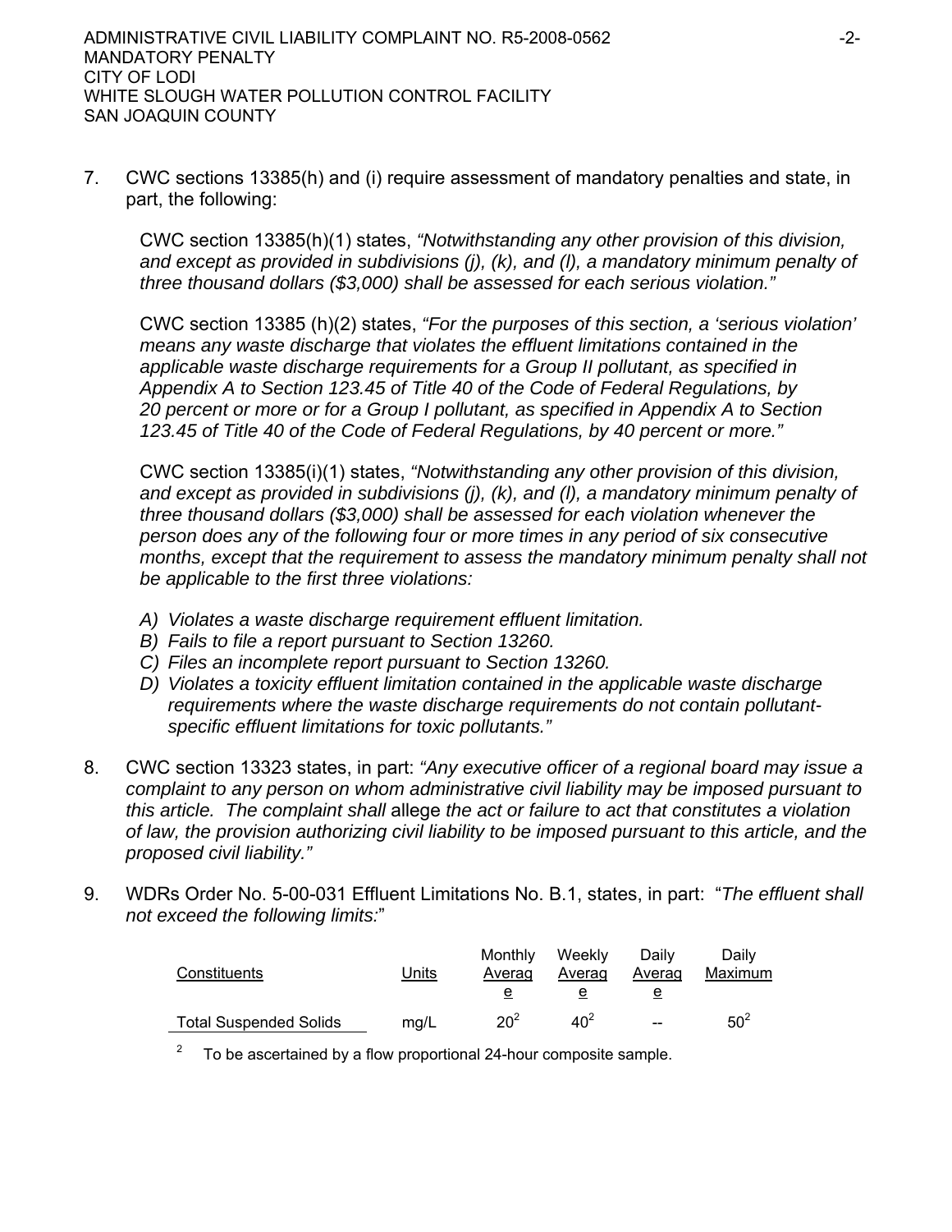7. CWC sections 13385(h) and (i) require assessment of mandatory penalties and state, in part, the following:

   CWC section 13385(h)(1) states, *"Notwithstanding any other provision of this division, and except as provided in subdivisions (j), (k), and (l), a mandatory minimum penalty of three thousand dollars ($3,000) shall be assessed for each serious violation."*

   CWC section 13385 (h)(2) states, *"For the purposes of this section, a 'serious violation' means any waste discharge that violates the effluent limitations contained in the applicable waste discharge requirements for a Group II pollutant, as specified in Appendix A to Section 123.45 of Title 40 of the Code of Federal Regulations, by 20 percent or more or for a Group I pollutant, as specified in Appendix A to Section 123.45 of Title 40 of the Code of Federal Regulations, by 40 percent or more."*

   CWC section 13385(i)(1) states, *"Notwithstanding any other provision of this division, and except as provided in subdivisions (j), (k), and (l), a mandatory minimum penalty of three thousand dollars ($3,000) shall be assessed for each violation whenever the person does any of the following four or more times in any period of six consecutive months, except that the requirement to assess the mandatory minimum penalty shall not be applicable to the first three violations:*

   *A) Violates a waste discharge requirement effluent limitation.*
   *B) Fails to file a report pursuant to Section 13260.*
   *C) Files an incomplete report pursuant to Section 13260.*
   *D) Violates a toxicity effluent limitation contained in the applicable waste discharge requirements where the waste discharge requirements do not contain pollutant-specific effluent limitations for toxic pollutants."*

8. CWC section 13323 states, in part: *"Any executive officer of a regional board may issue a complaint to any person on whom administrative civil liability may be imposed pursuant to this article. The complaint shall* allege *the act or failure to act that constitutes a violation of law, the provision authorizing civil liability to be imposed pursuant to this article, and the proposed civil liability."*

9. WDRs Order No. 5-00-031 Effluent Limitations No. B.1, states, in part: "*The effluent shall not exceed the following limits:*"

| Constituents | Units | Monthly Average | Weekly Average | Daily Average | Daily Maximum |
|---|---|---|---|---|---|
| Total Suspended Solids | mg/L | 20[2] | 40[2] | -- | 50[2] |

[2] To be ascertained by a flow proportional 24-hour composite sample.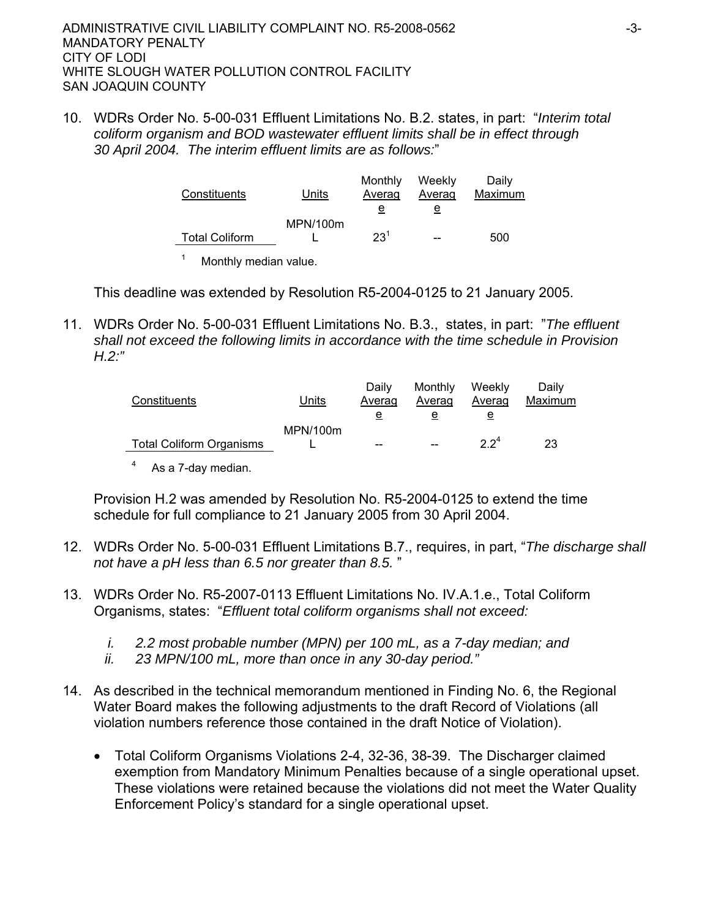10. WDRs Order No. 5-00-031 Effluent Limitations No. B.2. states, in part: "*Interim total coliform organism and BOD wastewater effluent limits shall be in effect through 30 April 2004. The interim effluent limits are as follows:*"

| Constituents | Units | Monthly Average | Weekly Average | Daily Maximum |
|---|---|---|---|---|
| Total Coliform | MPN/100mL | 23[1] | -- | 500 |

[1] Monthly median value.

This deadline was extended by Resolution R5-2004-0125 to 21 January 2005.

11. WDRs Order No. 5-00-031 Effluent Limitations No. B.3., states, in part: "*The effluent shall not exceed the following limits in accordance with the time schedule in Provision H.2:*"

| Constituents | Units | Daily Average | Monthly Average | Weekly Average | Daily Maximum |
|---|---|---|---|---|---|
| Total Coliform Organisms | MPN/100mL | -- | -- | 2.2[4] | 23 |

[4] As a 7-day median.

Provision H.2 was amended by Resolution No. R5-2004-0125 to extend the time schedule for full compliance to 21 January 2005 from 30 April 2004.

12. WDRs Order No. 5-00-031 Effluent Limitations B.7., requires, in part, "*The discharge shall not have a pH less than 6.5 nor greater than 8.5.* "

13. WDRs Order No. R5-2007-0113 Effluent Limitations No. IV.A.1.e., Total Coliform Organisms, states: "*Effluent total coliform organisms shall not exceed:*

    *i. 2.2 most probable number (MPN) per 100 mL, as a 7-day median; and*

    *ii. 23 MPN/100 mL, more than once in any 30-day period.*"

14. As described in the technical memorandum mentioned in Finding No. 6, the Regional Water Board makes the following adjustments to the draft Record of Violations (all violation numbers reference those contained in the draft Notice of Violation).

    - Total Coliform Organisms Violations 2-4, 32-36, 38-39. The Discharger claimed exemption from Mandatory Minimum Penalties because of a single operational upset. These violations were retained because the violations did not meet the Water Quality Enforcement Policy's standard for a single operational upset.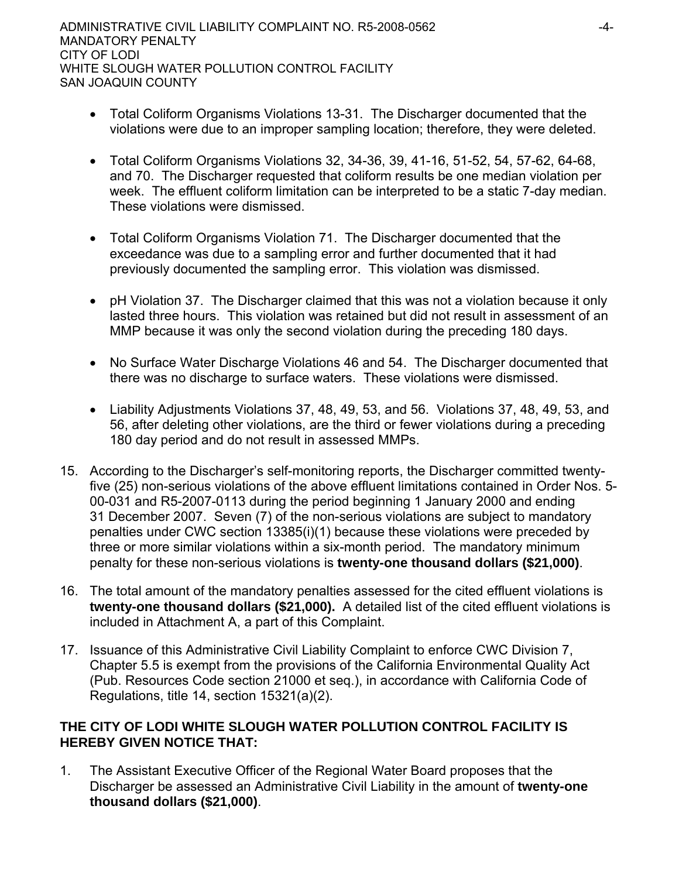- Total Coliform Organisms Violations 13-31. The Discharger documented that the violations were due to an improper sampling location; therefore, they were deleted.

- Total Coliform Organisms Violations 32, 34-36, 39, 41-16, 51-52, 54, 57-62, 64-68, and 70. The Discharger requested that coliform results be one median violation per week. The effluent coliform limitation can be interpreted to be a static 7-day median. These violations were dismissed.

- Total Coliform Organisms Violation 71. The Discharger documented that the exceedance was due to a sampling error and further documented that it had previously documented the sampling error. This violation was dismissed.

- pH Violation 37. The Discharger claimed that this was not a violation because it only lasted three hours. This violation was retained but did not result in assessment of an MMP because it was only the second violation during the preceding 180 days.

- No Surface Water Discharge Violations 46 and 54. The Discharger documented that there was no discharge to surface waters. These violations were dismissed.

- Liability Adjustments Violations 37, 48, 49, 53, and 56. Violations 37, 48, 49, 53, and 56, after deleting other violations, are the third or fewer violations during a preceding 180 day period and do not result in assessed MMPs.

15. According to the Discharger's self-monitoring reports, the Discharger committed twenty-five (25) non-serious violations of the above effluent limitations contained in Order Nos. 5-00-031 and R5-2007-0113 during the period beginning 1 January 2000 and ending 31 December 2007. Seven (7) of the non-serious violations are subject to mandatory penalties under CWC section 13385(i)(1) because these violations were preceded by three or more similar violations within a six-month period. The mandatory minimum penalty for these non-serious violations is **twenty-one thousand dollars ($21,000)**.

16. The total amount of the mandatory penalties assessed for the cited effluent violations is **twenty-one thousand dollars ($21,000).** A detailed list of the cited effluent violations is included in Attachment A, a part of this Complaint.

17. Issuance of this Administrative Civil Liability Complaint to enforce CWC Division 7, Chapter 5.5 is exempt from the provisions of the California Environmental Quality Act (Pub. Resources Code section 21000 et seq.), in accordance with California Code of Regulations, title 14, section 15321(a)(2).

**THE CITY OF LODI WHITE SLOUGH WATER POLLUTION CONTROL FACILITY IS HEREBY GIVEN NOTICE THAT:**

1. The Assistant Executive Officer of the Regional Water Board proposes that the Discharger be assessed an Administrative Civil Liability in the amount of **twenty-one thousand dollars ($21,000)**.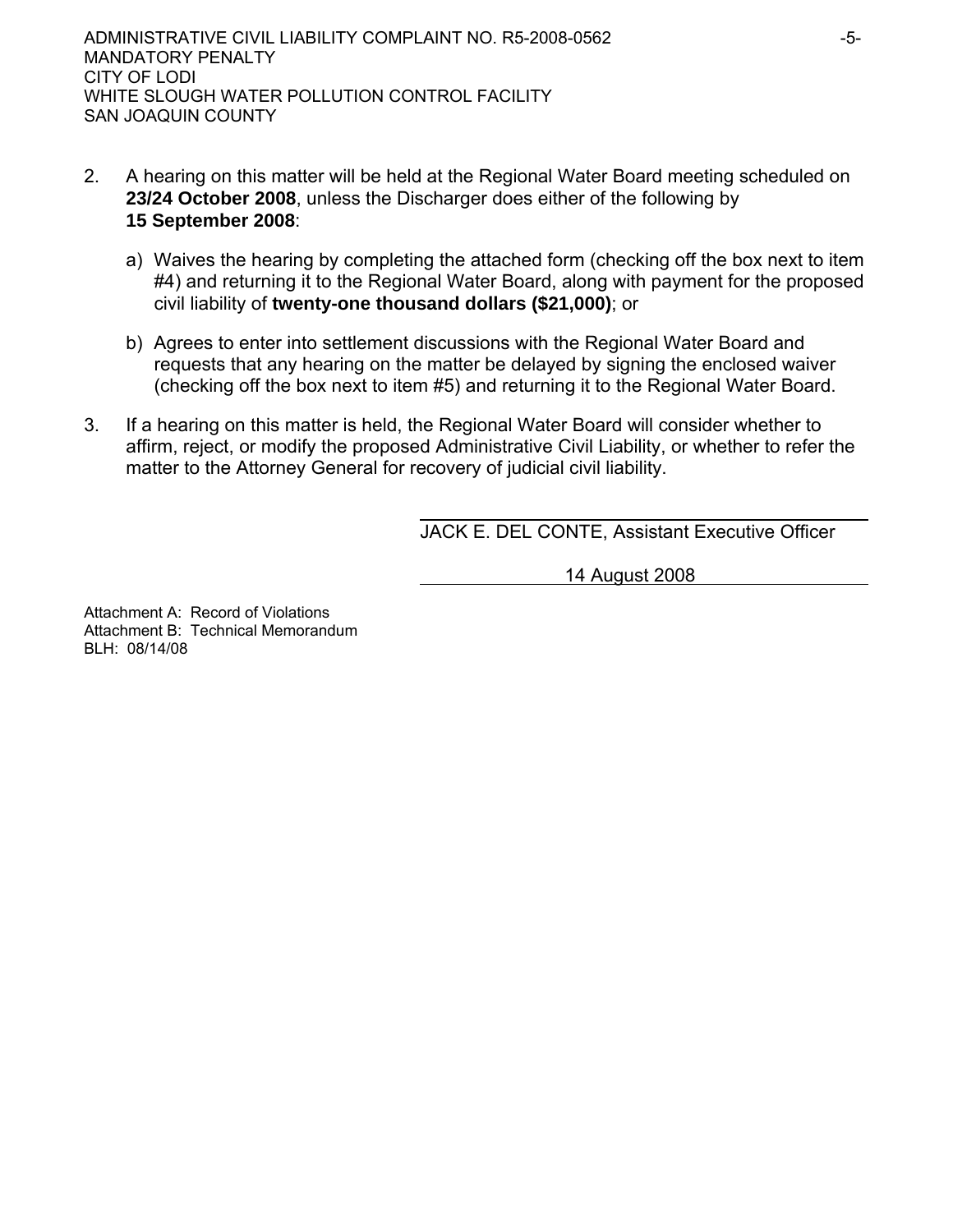2. A hearing on this matter will be held at the Regional Water Board meeting scheduled on **23/24 October 2008**, unless the Discharger does either of the following by **15 September 2008**:

   a) Waives the hearing by completing the attached form (checking off the box next to item #4) and returning it to the Regional Water Board, along with payment for the proposed civil liability of **twenty-one thousand dollars ($21,000)**; or

   b) Agrees to enter into settlement discussions with the Regional Water Board and requests that any hearing on the matter be delayed by signing the enclosed waiver (checking off the box next to item #5) and returning it to the Regional Water Board.

3. If a hearing on this matter is held, the Regional Water Board will consider whether to affirm, reject, or modify the proposed Administrative Civil Liability, or whether to refer the matter to the Attorney General for recovery of judicial civil liability.

JACK E. DEL CONTE, Assistant Executive Officer

14 August 2008

Attachment A: Record of Violations
Attachment B: Technical Memorandum
BLH: 08/14/08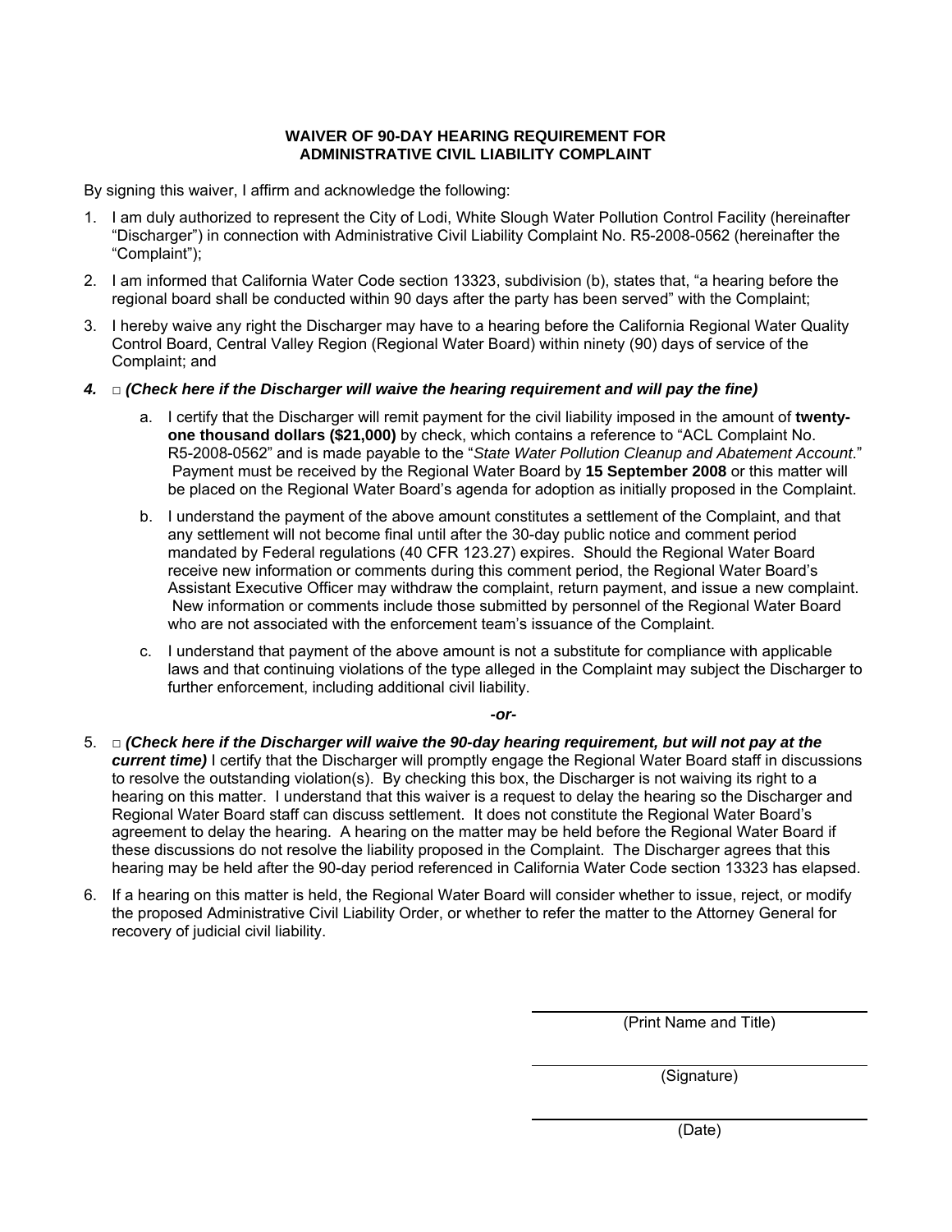**WAIVER OF 90-DAY HEARING REQUIREMENT FOR ADMINISTRATIVE CIVIL LIABILITY COMPLAINT**

By signing this waiver, I affirm and acknowledge the following:

1. I am duly authorized to represent the City of Lodi, White Slough Water Pollution Control Facility (hereinafter "Discharger") in connection with Administrative Civil Liability Complaint No. R5-2008-0562 (hereinafter the "Complaint");

2. I am informed that California Water Code section 13323, subdivision (b), states that, "a hearing before the regional board shall be conducted within 90 days after the party has been served" with the Complaint;

3. I hereby waive any right the Discharger may have to a hearing before the California Regional Water Quality Control Board, Central Valley Region (Regional Water Board) within ninety (90) days of service of the Complaint; and

***4.*** □ ***(Check here if the Discharger will waive the hearing requirement and will pay the fine)***

   a. I certify that the Discharger will remit payment for the civil liability imposed in the amount of **twenty-one thousand dollars ($21,000)** by check, which contains a reference to "ACL Complaint No. R5-2008-0562" and is made payable to the "*State Water Pollution Cleanup and Abatement Account*." Payment must be received by the Regional Water Board by **15 September 2008** or this matter will be placed on the Regional Water Board's agenda for adoption as initially proposed in the Complaint.

   b. I understand the payment of the above amount constitutes a settlement of the Complaint, and that any settlement will not become final until after the 30-day public notice and comment period mandated by Federal regulations (40 CFR 123.27) expires. Should the Regional Water Board receive new information or comments during this comment period, the Regional Water Board's Assistant Executive Officer may withdraw the complaint, return payment, and issue a new complaint. New information or comments include those submitted by personnel of the Regional Water Board who are not associated with the enforcement team's issuance of the Complaint.

   c. I understand that payment of the above amount is not a substitute for compliance with applicable laws and that continuing violations of the type alleged in the Complaint may subject the Discharger to further enforcement, including additional civil liability.

***-or-***

5. □ ***(Check here if the Discharger will waive the 90-day hearing requirement, but will not pay at the current time)*** I certify that the Discharger will promptly engage the Regional Water Board staff in discussions to resolve the outstanding violation(s). By checking this box, the Discharger is not waiving its right to a hearing on this matter. I understand that this waiver is a request to delay the hearing so the Discharger and Regional Water Board staff can discuss settlement. It does not constitute the Regional Water Board's agreement to delay the hearing. A hearing on the matter may be held before the Regional Water Board if these discussions do not resolve the liability proposed in the Complaint. The Discharger agrees that this hearing may be held after the 90-day period referenced in California Water Code section 13323 has elapsed.

6. If a hearing on this matter is held, the Regional Water Board will consider whether to issue, reject, or modify the proposed Administrative Civil Liability Order, or whether to refer the matter to the Attorney General for recovery of judicial civil liability.

\_\_\_\_\_\_\_\_\_\_\_\_\_\_\_\_\_\_\_\_\_\_\_\_\_\_\_\_\_\_
(Print Name and Title)

\_\_\_\_\_\_\_\_\_\_\_\_\_\_\_\_\_\_\_\_\_\_\_\_\_\_\_\_\_\_
(Signature)

\_\_\_\_\_\_\_\_\_\_\_\_\_\_\_\_\_\_\_\_\_\_\_\_\_\_\_\_\_\_
(Date)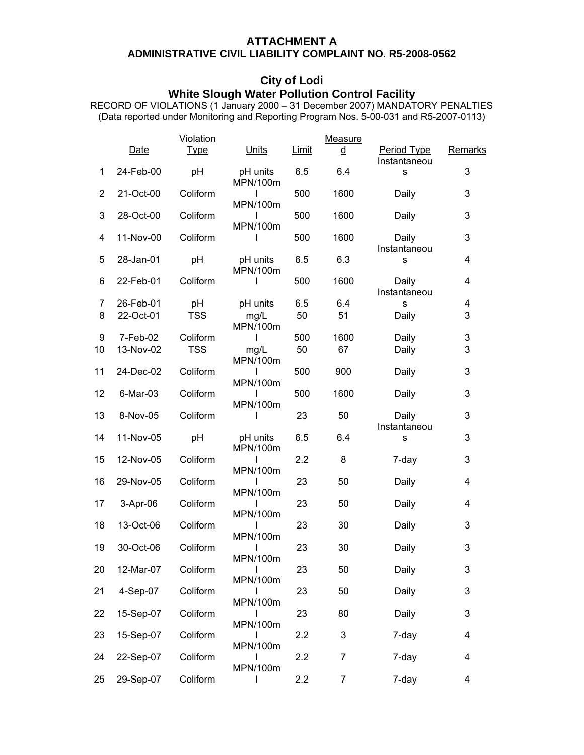**ATTACHMENT A**
**ADMINISTRATIVE CIVIL LIABILITY COMPLAINT NO. R5-2008-0562**

## City of Lodi
## White Slough Water Pollution Control Facility

RECORD OF VIOLATIONS (1 January 2000 – 31 December 2007) MANDATORY PENALTIES
(Data reported under Monitoring and Reporting Program Nos. 5-00-031 and R5-2007-0113)

| | Date | Violation Type | Units | Limit | Measured | Period Type | Remarks |
|---|---|---|---|---|---|---|---|
| 1 | 24-Feb-00 | pH | pH units | 6.5 | 6.4 | Instantaneous | 3 |
| 2 | 21-Oct-00 | Coliform | MPN/100ml | 500 | 1600 | Daily | 3 |
| 3 | 28-Oct-00 | Coliform | MPN/100ml | 500 | 1600 | Daily | 3 |
| 4 | 11-Nov-00 | Coliform | MPN/100ml | 500 | 1600 | Daily | 3 |
| 5 | 28-Jan-01 | pH | pH units | 6.5 | 6.3 | Instantaneous | 4 |
| 6 | 22-Feb-01 | Coliform | MPN/100ml | 500 | 1600 | Daily | 4 |
| 7 | 26-Feb-01 | pH | pH units | 6.5 | 6.4 | Instantaneous | 4 |
| 8 | 22-Oct-01 | TSS | mg/L | 50 | 51 | Daily | 3 |
| 9 | 7-Feb-02 | Coliform | MPN/100ml | 500 | 1600 | Daily | 3 |
| 10 | 13-Nov-02 | TSS | mg/L | 50 | 67 | Daily | 3 |
| 11 | 24-Dec-02 | Coliform | MPN/100ml | 500 | 900 | Daily | 3 |
| 12 | 6-Mar-03 | Coliform | MPN/100ml | 500 | 1600 | Daily | 3 |
| 13 | 8-Nov-05 | Coliform | MPN/100ml | 23 | 50 | Daily | 3 |
| 14 | 11-Nov-05 | pH | pH units | 6.5 | 6.4 | Instantaneous | 3 |
| 15 | 12-Nov-05 | Coliform | MPN/100ml | 2.2 | 8 | 7-day | 3 |
| 16 | 29-Nov-05 | Coliform | MPN/100ml | 23 | 50 | Daily | 4 |
| 17 | 3-Apr-06 | Coliform | MPN/100ml | 23 | 50 | Daily | 4 |
| 18 | 13-Oct-06 | Coliform | MPN/100ml | 23 | 30 | Daily | 3 |
| 19 | 30-Oct-06 | Coliform | MPN/100ml | 23 | 30 | Daily | 3 |
| 20 | 12-Mar-07 | Coliform | MPN/100ml | 23 | 50 | Daily | 3 |
| 21 | 4-Sep-07 | Coliform | MPN/100ml | 23 | 50 | Daily | 3 |
| 22 | 15-Sep-07 | Coliform | MPN/100ml | 23 | 80 | Daily | 3 |
| 23 | 15-Sep-07 | Coliform | MPN/100ml | 2.2 | 3 | 7-day | 4 |
| 24 | 22-Sep-07 | Coliform | MPN/100ml | 2.2 | 7 | 7-day | 4 |
| 25 | 29-Sep-07 | Coliform | MPN/100ml | 2.2 | 7 | 7-day | 4 |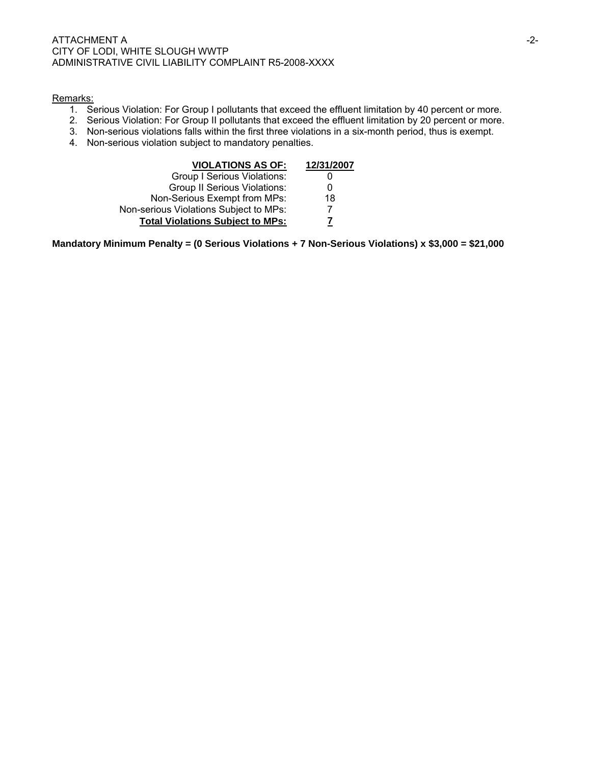Remarks:

1. Serious Violation: For Group I pollutants that exceed the effluent limitation by 40 percent or more.
2. Serious Violation: For Group II pollutants that exceed the effluent limitation by 20 percent or more.
3. Non-serious violations falls within the first three violations in a six-month period, thus is exempt.
4. Non-serious violation subject to mandatory penalties.

| **VIOLATIONS AS OF:** | **12/31/2007** |
|---:|:---:|
| Group I Serious Violations: | 0 |
| Group II Serious Violations: | 0 |
| Non-Serious Exempt from MPs: | 18 |
| Non-serious Violations Subject to MPs: | 7 |
| **Total Violations Subject to MPs:** | **7** |

**Mandatory Minimum Penalty = (0 Serious Violations + 7 Non-Serious Violations) x $3,000 = $21,000**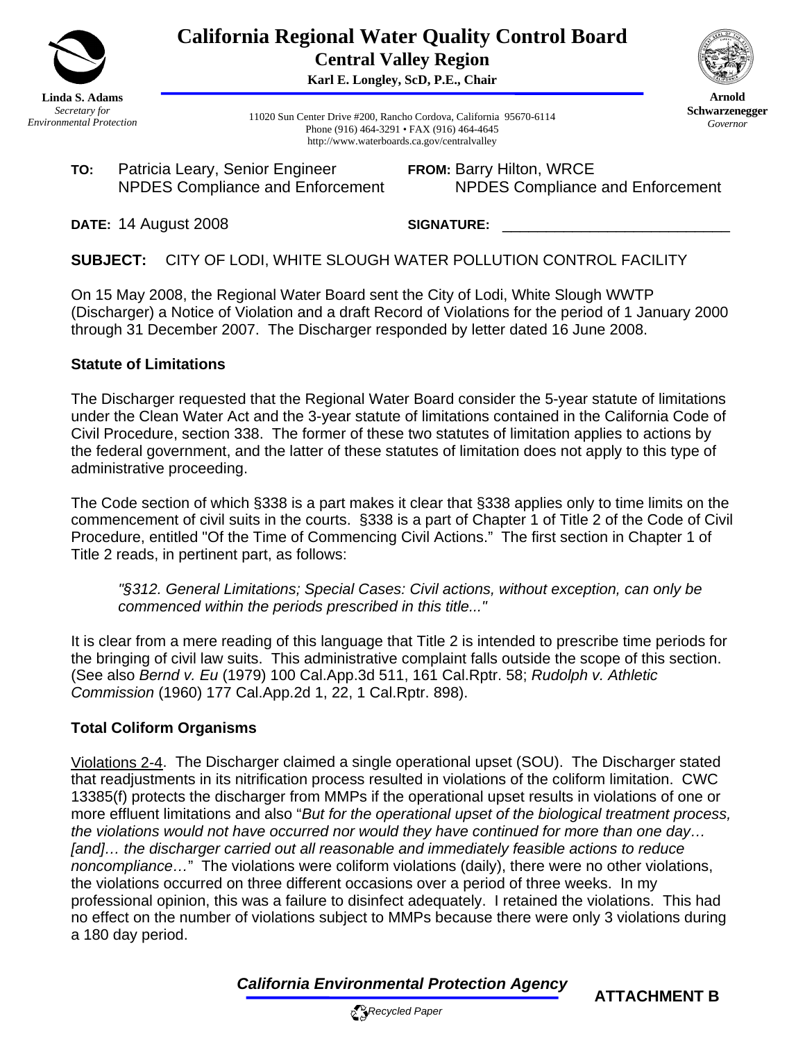# California Regional Water Quality Control Board
## Central Valley Region

**Karl E. Longley, ScD, P.E., Chair**

**Linda S. Adams**
*Secretary for Environmental Protection*

11020 Sun Center Drive #200, Rancho Cordova, California 95670-6114
Phone (916) 464-3291 • FAX (916) 464-4645
http://www.waterboards.ca.gov/centralvalley

**Arnold Schwarzenegger**
*Governor*

**TO:** Patricia Leary, Senior Engineer
NPDES Compliance and Enforcement

**FROM:** Barry Hilton, WRCE
NPDES Compliance and Enforcement

**DATE:** 14 August 2008

**SIGNATURE:** ____________________________

**SUBJECT:** CITY OF LODI, WHITE SLOUGH WATER POLLUTION CONTROL FACILITY

On 15 May 2008, the Regional Water Board sent the City of Lodi, White Slough WWTP (Discharger) a Notice of Violation and a draft Record of Violations for the period of 1 January 2000 through 31 December 2007. The Discharger responded by letter dated 16 June 2008.

**Statute of Limitations**

The Discharger requested that the Regional Water Board consider the 5-year statute of limitations under the Clean Water Act and the 3-year statute of limitations contained in the California Code of Civil Procedure, section 338. The former of these two statutes of limitation applies to actions by the federal government, and the latter of these statutes of limitation does not apply to this type of administrative proceeding.

The Code section of which §338 is a part makes it clear that §338 applies only to time limits on the commencement of civil suits in the courts. §338 is a part of Chapter 1 of Title 2 of the Code of Civil Procedure, entitled "Of the Time of Commencing Civil Actions." The first section in Chapter 1 of Title 2 reads, in pertinent part, as follows:

> *"§312. General Limitations; Special Cases: Civil actions, without exception, can only be commenced within the periods prescribed in this title..."*

It is clear from a mere reading of this language that Title 2 is intended to prescribe time periods for the bringing of civil law suits. This administrative complaint falls outside the scope of this section. (See also *Bernd v. Eu* (1979) 100 Cal.App.3d 511, 161 Cal.Rptr. 58; *Rudolph v. Athletic Commission* (1960) 177 Cal.App.2d 1, 22, 1 Cal.Rptr. 898).

**Total Coliform Organisms**

Violations 2-4. The Discharger claimed a single operational upset (SOU). The Discharger stated that readjustments in its nitrification process resulted in violations of the coliform limitation. CWC 13385(f) protects the discharger from MMPs if the operational upset results in violations of one or more effluent limitations and also "*But for the operational upset of the biological treatment process, the violations would not have occurred nor would they have continued for more than one day… [and]… the discharger carried out all reasonable and immediately feasible actions to reduce noncompliance…*" The violations were coliform violations (daily), there were no other violations, the violations occurred on three different occasions over a period of three weeks. In my professional opinion, this was a failure to disinfect adequately. I retained the violations. This had no effect on the number of violations subject to MMPs because there were only 3 violations during a 180 day period.

*California Environmental Protection Agency*

**ATTACHMENT B**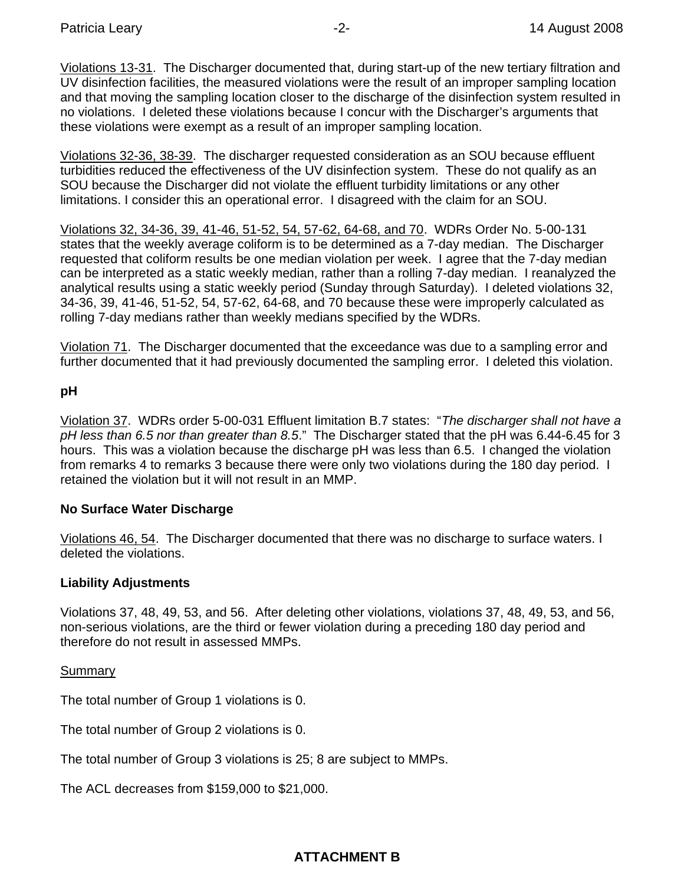Violations 13-31. The Discharger documented that, during start-up of the new tertiary filtration and UV disinfection facilities, the measured violations were the result of an improper sampling location and that moving the sampling location closer to the discharge of the disinfection system resulted in no violations. I deleted these violations because I concur with the Discharger's arguments that these violations were exempt as a result of an improper sampling location.

Violations 32-36, 38-39. The discharger requested consideration as an SOU because effluent turbidities reduced the effectiveness of the UV disinfection system. These do not qualify as an SOU because the Discharger did not violate the effluent turbidity limitations or any other limitations. I consider this an operational error. I disagreed with the claim for an SOU.

Violations 32, 34-36, 39, 41-46, 51-52, 54, 57-62, 64-68, and 70. WDRs Order No. 5-00-131 states that the weekly average coliform is to be determined as a 7-day median. The Discharger requested that coliform results be one median violation per week. I agree that the 7-day median can be interpreted as a static weekly median, rather than a rolling 7-day median. I reanalyzed the analytical results using a static weekly period (Sunday through Saturday). I deleted violations 32, 34-36, 39, 41-46, 51-52, 54, 57-62, 64-68, and 70 because these were improperly calculated as rolling 7-day medians rather than weekly medians specified by the WDRs.

Violation 71. The Discharger documented that the exceedance was due to a sampling error and further documented that it had previously documented the sampling error. I deleted this violation.

**pH**

Violation 37. WDRs order 5-00-031 Effluent limitation B.7 states: "*The discharger shall not have a pH less than 6.5 nor than greater than 8.5*." The Discharger stated that the pH was 6.44-6.45 for 3 hours. This was a violation because the discharge pH was less than 6.5. I changed the violation from remarks 4 to remarks 3 because there were only two violations during the 180 day period. I retained the violation but it will not result in an MMP.

**No Surface Water Discharge**

Violations 46, 54. The Discharger documented that there was no discharge to surface waters. I deleted the violations.

**Liability Adjustments**

Violations 37, 48, 49, 53, and 56. After deleting other violations, violations 37, 48, 49, 53, and 56, non-serious violations, are the third or fewer violation during a preceding 180 day period and therefore do not result in assessed MMPs.

Summary

The total number of Group 1 violations is 0.

The total number of Group 2 violations is 0.

The total number of Group 3 violations is 25; 8 are subject to MMPs.

The ACL decreases from $159,000 to $21,000.

**ATTACHMENT B**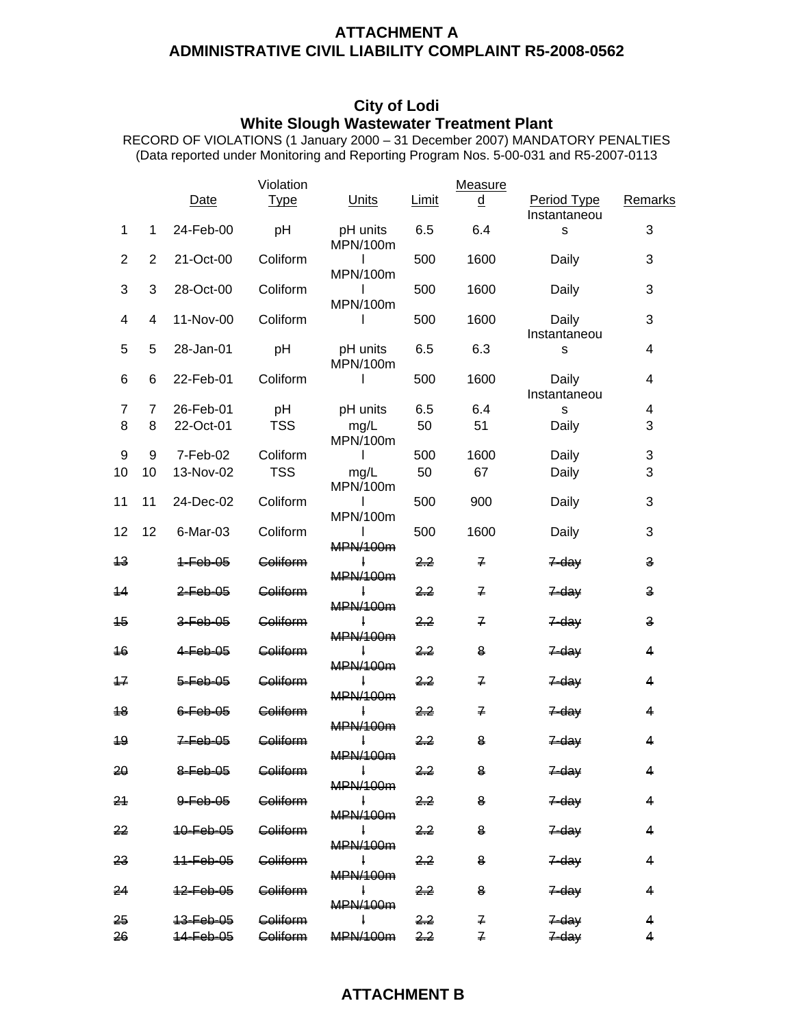**ATTACHMENT A**
**ADMINISTRATIVE CIVIL LIABILITY COMPLAINT R5-2008-0562**

**City of Lodi**
**White Slough Wastewater Treatment Plant**

RECORD OF VIOLATIONS (1 January 2000 – 31 December 2007) MANDATORY PENALTIES
(Data reported under Monitoring and Reporting Program Nos. 5-00-031 and R5-2007-0113

| | | Date | Violation Type | Units | Limit | Measured | Period Type | Remarks |
|---|---|---|---|---|---|---|---|---|
| 1 | 1 | 24-Feb-00 | pH | pH units | 6.5 | 6.4 | Instantaneous | 3 |
| 2 | 2 | 21-Oct-00 | Coliform | MPN/100ml | 500 | 1600 | Daily | 3 |
| 3 | 3 | 28-Oct-00 | Coliform | MPN/100ml | 500 | 1600 | Daily | 3 |
| 4 | 4 | 11-Nov-00 | Coliform | MPN/100ml | 500 | 1600 | Daily | 3 |
| 5 | 5 | 28-Jan-01 | pH | pH units | 6.5 | 6.3 | Instantaneous | 4 |
| 6 | 6 | 22-Feb-01 | Coliform | MPN/100ml | 500 | 1600 | Daily | 4 |
| 7 | 7 | 26-Feb-01 | pH | pH units | 6.5 | 6.4 | Instantaneous | 4 |
| 8 | 8 | 22-Oct-01 | TSS | mg/L | 50 | 51 | Daily | 3 |
| 9 | 9 | 7-Feb-02 | Coliform | MPN/100ml | 500 | 1600 | Daily | 3 |
| 10 | 10 | 13-Nov-02 | TSS | mg/L | 50 | 67 | Daily | 3 |
| 11 | 11 | 24-Dec-02 | Coliform | MPN/100ml | 500 | 900 | Daily | 3 |
| 12 | 12 | 6-Mar-03 | Coliform | MPN/100ml | 500 | 1600 | Daily | 3 |
| ~~13~~ | | ~~1-Feb-05~~ | ~~Coliform~~ | ~~MPN/100ml~~ | ~~2.2~~ | ~~7~~ | ~~7-day~~ | ~~3~~ |
| ~~14~~ | | ~~2-Feb-05~~ | ~~Coliform~~ | ~~MPN/100ml~~ | ~~2.2~~ | ~~7~~ | ~~7-day~~ | ~~3~~ |
| ~~15~~ | | ~~3-Feb-05~~ | ~~Coliform~~ | ~~MPN/100ml~~ | ~~2.2~~ | ~~7~~ | ~~7-day~~ | ~~3~~ |
| ~~16~~ | | ~~4-Feb-05~~ | ~~Coliform~~ | ~~MPN/100ml~~ | ~~2.2~~ | ~~8~~ | ~~7-day~~ | ~~4~~ |
| ~~17~~ | | ~~5-Feb-05~~ | ~~Coliform~~ | ~~MPN/100ml~~ | ~~2.2~~ | ~~7~~ | ~~7-day~~ | ~~4~~ |
| ~~18~~ | | ~~6-Feb-05~~ | ~~Coliform~~ | ~~MPN/100ml~~ | ~~2.2~~ | ~~7~~ | ~~7-day~~ | ~~4~~ |
| ~~19~~ | | ~~7-Feb-05~~ | ~~Coliform~~ | ~~MPN/100ml~~ | ~~2.2~~ | ~~8~~ | ~~7-day~~ | ~~4~~ |
| ~~20~~ | | ~~8-Feb-05~~ | ~~Coliform~~ | ~~MPN/100ml~~ | ~~2.2~~ | ~~8~~ | ~~7-day~~ | ~~4~~ |
| ~~21~~ | | ~~9-Feb-05~~ | ~~Coliform~~ | ~~MPN/100ml~~ | ~~2.2~~ | ~~8~~ | ~~7-day~~ | ~~4~~ |
| ~~22~~ | | ~~10-Feb-05~~ | ~~Coliform~~ | ~~MPN/100ml~~ | ~~2.2~~ | ~~8~~ | ~~7-day~~ | ~~4~~ |
| ~~23~~ | | ~~11-Feb-05~~ | ~~Coliform~~ | ~~MPN/100ml~~ | ~~2.2~~ | ~~8~~ | ~~7-day~~ | ~~4~~ |
| ~~24~~ | | ~~12-Feb-05~~ | ~~Coliform~~ | ~~MPN/100ml~~ | ~~2.2~~ | ~~8~~ | ~~7-day~~ | ~~4~~ |
| ~~25~~ | | ~~13-Feb-05~~ | ~~Coliform~~ | ~~MPN/100ml~~ | ~~2.2~~ | ~~7~~ | ~~7-day~~ | ~~4~~ |
| ~~26~~ | | ~~14-Feb-05~~ | ~~Coliform~~ | ~~MPN/100ml~~ | ~~2.2~~ | ~~7~~ | ~~7-day~~ | ~~4~~ |

**ATTACHMENT B**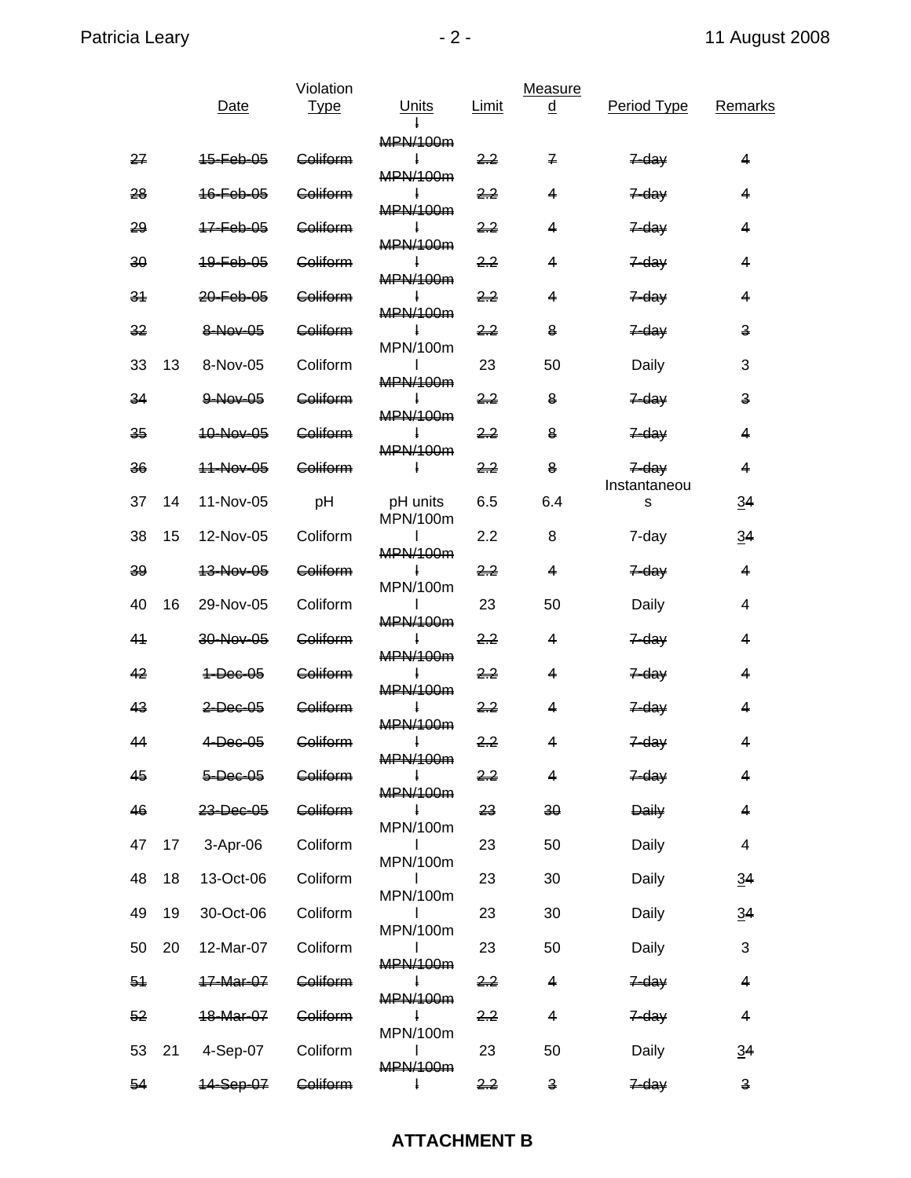| | | Date | Violation Type | Units | Limit | Measured | Period Type | Remarks |
|---|---|---|---|---|---|---|---|---|
| ~~27~~ | | ~~15-Feb-05~~ | ~~Coliform~~ | ~~MPN/100ml~~ | ~~2.2~~ | ~~7~~ | ~~7-day~~ | ~~4~~ |
| ~~28~~ | | ~~16-Feb-05~~ | ~~Coliform~~ | ~~MPN/100ml~~ | ~~2.2~~ | ~~4~~ | ~~7-day~~ | ~~4~~ |
| ~~29~~ | | ~~17-Feb-05~~ | ~~Coliform~~ | ~~MPN/100ml~~ | ~~2.2~~ | ~~4~~ | ~~7-day~~ | ~~4~~ |
| ~~30~~ | | ~~19-Feb-05~~ | ~~Coliform~~ | ~~MPN/100ml~~ | ~~2.2~~ | ~~4~~ | ~~7-day~~ | ~~4~~ |
| ~~31~~ | | ~~20-Feb-05~~ | ~~Coliform~~ | ~~MPN/100ml~~ | ~~2.2~~ | ~~4~~ | ~~7-day~~ | ~~4~~ |
| ~~32~~ | | ~~8-Nov-05~~ | ~~Coliform~~ | ~~MPN/100ml~~ | ~~2.2~~ | ~~8~~ | ~~7-day~~ | ~~3~~ |
| 33 | 13 | 8-Nov-05 | Coliform | MPN/100ml | 23 | 50 | Daily | 3 |
| ~~34~~ | | ~~9-Nov-05~~ | ~~Coliform~~ | ~~MPN/100ml~~ | ~~2.2~~ | ~~8~~ | ~~7-day~~ | ~~3~~ |
| ~~35~~ | | ~~10-Nov-05~~ | ~~Coliform~~ | ~~MPN/100ml~~ | ~~2.2~~ | ~~8~~ | ~~7-day~~ | ~~4~~ |
| ~~36~~ | | ~~11-Nov-05~~ | ~~Coliform~~ | ~~MPN/100ml~~ | ~~2.2~~ | ~~8~~ | ~~7-day~~ | ~~4~~ |
| 37 | 14 | 11-Nov-05 | pH | pH units | 6.5 | 6.4 | Instantaneous | 3~~4~~ |
| 38 | 15 | 12-Nov-05 | Coliform | MPN/100ml | 2.2 | 8 | 7-day | 3~~4~~ |
| ~~39~~ | | ~~13-Nov-05~~ | ~~Coliform~~ | ~~MPN/100ml~~ | ~~2.2~~ | ~~4~~ | ~~7-day~~ | ~~4~~ |
| 40 | 16 | 29-Nov-05 | Coliform | MPN/100ml | 23 | 50 | Daily | 4 |
| ~~41~~ | | ~~30-Nov-05~~ | ~~Coliform~~ | ~~MPN/100ml~~ | ~~2.2~~ | ~~4~~ | ~~7-day~~ | ~~4~~ |
| ~~42~~ | | ~~1-Dec-05~~ | ~~Coliform~~ | ~~MPN/100ml~~ | ~~2.2~~ | ~~4~~ | ~~7-day~~ | ~~4~~ |
| ~~43~~ | | ~~2-Dec-05~~ | ~~Coliform~~ | ~~MPN/100ml~~ | ~~2.2~~ | ~~4~~ | ~~7-day~~ | ~~4~~ |
| ~~44~~ | | ~~4-Dec-05~~ | ~~Coliform~~ | ~~MPN/100ml~~ | ~~2.2~~ | ~~4~~ | ~~7-day~~ | ~~4~~ |
| ~~45~~ | | ~~5-Dec-05~~ | ~~Coliform~~ | ~~MPN/100ml~~ | ~~2.2~~ | ~~4~~ | ~~7-day~~ | ~~4~~ |
| ~~46~~ | | ~~23-Dec-05~~ | ~~Coliform~~ | ~~MPN/100ml~~ | ~~23~~ | ~~30~~ | ~~Daily~~ | ~~4~~ |
| 47 | 17 | 3-Apr-06 | Coliform | MPN/100ml | 23 | 50 | Daily | 4 |
| 48 | 18 | 13-Oct-06 | Coliform | MPN/100ml | 23 | 30 | Daily | 3~~4~~ |
| 49 | 19 | 30-Oct-06 | Coliform | MPN/100ml | 23 | 30 | Daily | 3~~4~~ |
| 50 | 20 | 12-Mar-07 | Coliform | MPN/100ml | 23 | 50 | Daily | 3 |
| ~~51~~ | | ~~17-Mar-07~~ | ~~Coliform~~ | ~~MPN/100ml~~ | ~~2.2~~ | ~~4~~ | ~~7-day~~ | ~~4~~ |
| ~~52~~ | | ~~18-Mar-07~~ | ~~Coliform~~ | ~~MPN/100ml~~ | ~~2.2~~ | ~~4~~ | ~~7-day~~ | ~~4~~ |
| 53 | 21 | 4-Sep-07 | Coliform | MPN/100ml | 23 | 50 | Daily | 3~~4~~ |
| ~~54~~ | | ~~14-Sep-07~~ | ~~Coliform~~ | ~~MPN/100ml~~ | ~~2.2~~ | ~~3~~ | ~~7-day~~ | ~~3~~ |

**ATTACHMENT B**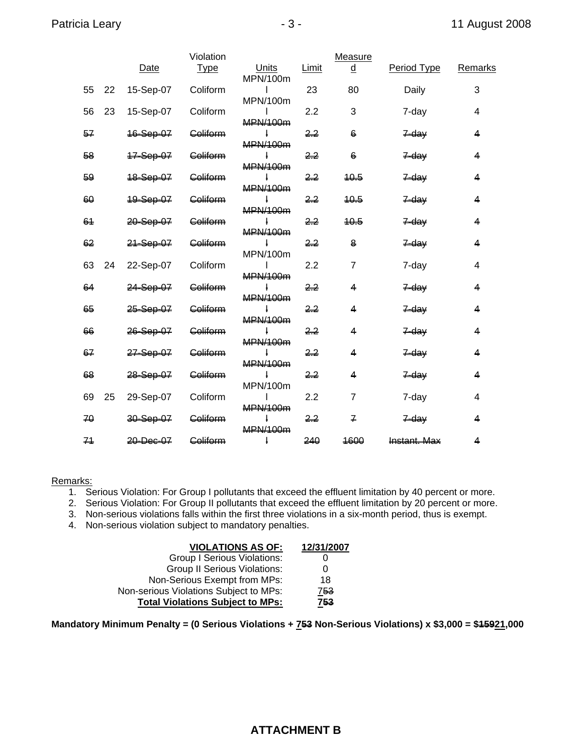| | | Date | Violation Type | Units | Limit | Measured | Period Type | Remarks |
|---|---|---|---|---|---|---|---|---|
| 55 | 22 | 15-Sep-07 | Coliform | MPN/100ml | 23 | 80 | Daily | 3 |
| 56 | 23 | 15-Sep-07 | Coliform | MPN/100ml | 2.2 | 3 | 7-day | 4 |
| ~~57~~ | | ~~16-Sep-07~~ | ~~Coliform~~ | ~~MPN/100ml~~ | ~~2.2~~ | ~~6~~ | ~~7-day~~ | ~~4~~ |
| ~~58~~ | | ~~17-Sep-07~~ | ~~Coliform~~ | ~~MPN/100ml~~ | ~~2.2~~ | ~~6~~ | ~~7-day~~ | ~~4~~ |
| ~~59~~ | | ~~18-Sep-07~~ | ~~Coliform~~ | ~~MPN/100ml~~ | ~~2.2~~ | ~~10.5~~ | ~~7-day~~ | ~~4~~ |
| ~~60~~ | | ~~19-Sep-07~~ | ~~Coliform~~ | ~~MPN/100ml~~ | ~~2.2~~ | ~~10.5~~ | ~~7-day~~ | ~~4~~ |
| ~~61~~ | | ~~20-Sep-07~~ | ~~Coliform~~ | ~~MPN/100ml~~ | ~~2.2~~ | ~~10.5~~ | ~~7-day~~ | ~~4~~ |
| ~~62~~ | | ~~21-Sep-07~~ | ~~Coliform~~ | ~~MPN/100ml~~ | ~~2.2~~ | ~~8~~ | ~~7-day~~ | ~~4~~ |
| 63 | 24 | 22-Sep-07 | Coliform | MPN/100ml | 2.2 | 7 | 7-day | 4 |
| ~~64~~ | | ~~24-Sep-07~~ | ~~Coliform~~ | ~~MPN/100ml~~ | ~~2.2~~ | ~~4~~ | ~~7-day~~ | ~~4~~ |
| ~~65~~ | | ~~25-Sep-07~~ | ~~Coliform~~ | ~~MPN/100ml~~ | ~~2.2~~ | ~~4~~ | ~~7-day~~ | ~~4~~ |
| ~~66~~ | | ~~26-Sep-07~~ | ~~Coliform~~ | ~~MPN/100ml~~ | ~~2.2~~ | ~~4~~ | ~~7-day~~ | ~~4~~ |
| ~~67~~ | | ~~27-Sep-07~~ | ~~Coliform~~ | ~~MPN/100ml~~ | ~~2.2~~ | ~~4~~ | ~~7-day~~ | ~~4~~ |
| ~~68~~ | | ~~28-Sep-07~~ | ~~Coliform~~ | ~~MPN/100ml~~ | ~~2.2~~ | ~~4~~ | ~~7-day~~ | ~~4~~ |
| 69 | 25 | 29-Sep-07 | Coliform | MPN/100ml | 2.2 | 7 | 7-day | 4 |
| ~~70~~ | | ~~30-Sep-07~~ | ~~Coliform~~ | ~~MPN/100ml~~ | ~~2.2~~ | ~~7~~ | ~~7-day~~ | ~~4~~ |
| ~~71~~ | | ~~20-Dec-07~~ | ~~Coliform~~ | ~~MPN/100ml~~ | ~~240~~ | ~~1600~~ | ~~Instant. Max~~ | ~~4~~ |

Remarks:

1. Serious Violation: For Group I pollutants that exceed the effluent limitation by 40 percent or more.
2. Serious Violation: For Group II pollutants that exceed the effluent limitation by 20 percent or more.
3. Non-serious violations falls within the first three violations in a six-month period, thus is exempt.
4. Non-serious violation subject to mandatory penalties.

| **VIOLATIONS AS OF:** | **12/31/2007** |
|---|---|
| Group I Serious Violations: | 0 |
| Group II Serious Violations: | 0 |
| Non-Serious Exempt from MPs: | 18 |
| Non-serious Violations Subject to MPs: | 7~~53~~ |
| **Total Violations Subject to MPs:** | **7~~53~~** |

**Mandatory Minimum Penalty = (0 Serious Violations + 7~~53~~ Non-Serious Violations) x $3,000 = $~~159~~21,000**

**ATTACHMENT B**